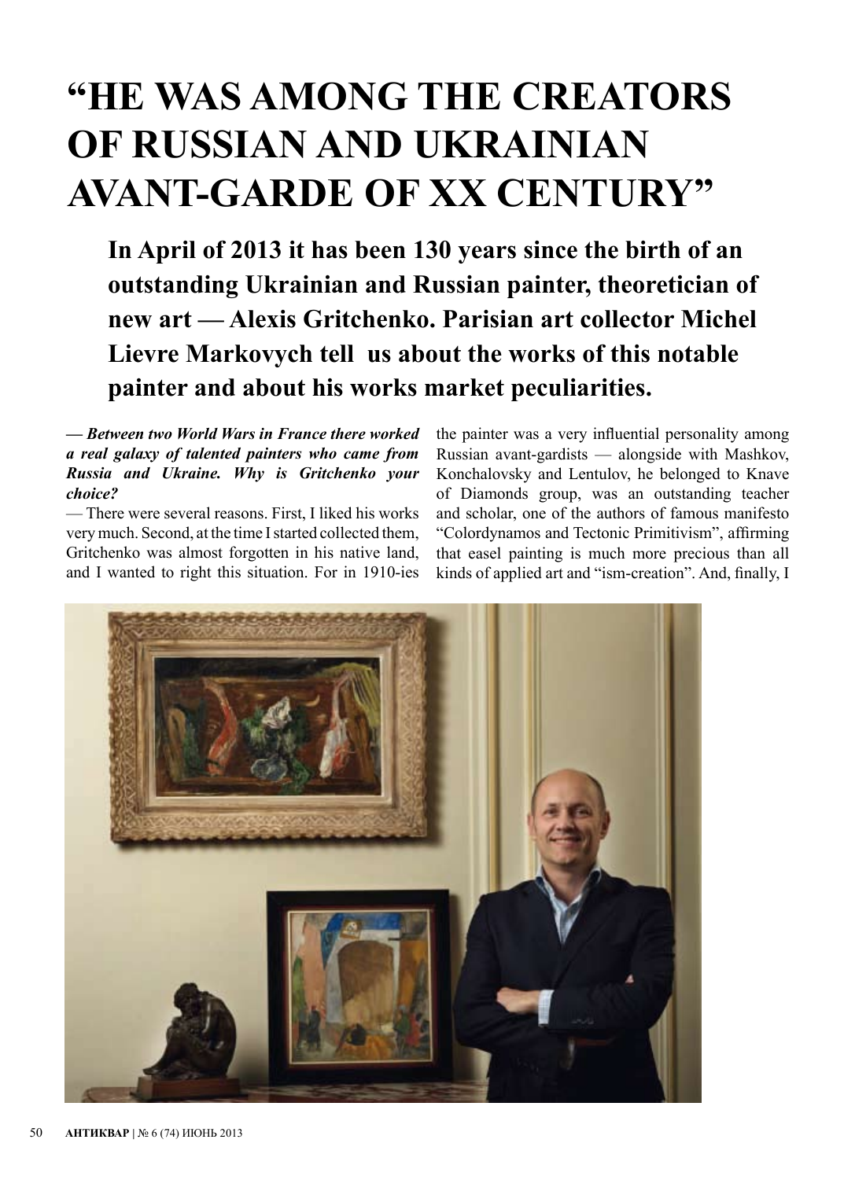# "HE WAS AMONG THE CREATORS OF RUSSIAN AND UKRAINIAN AVANT-GARDE OF XX CENTURY"

**In April of 2013 it has been 130 years since the birth of an outstanding Ukrainian and Russian painter, theoretician of new art — Alexis Gritchenko. Parisian art collector Michel Lievre Markovych tell us about the works of this notable painter and about his works market peculiarities.**

***— Between two World Wars in France there worked a real galaxy of talented painters who came from Russia and Ukraine. Why is Gritchenko your choice?***

— There were several reasons. First, I liked his works very much. Second, at the time I started collected them, Gritchenko was almost forgotten in his native land, and I wanted to right this situation. For in 1910-ies the painter was a very influential personality among Russian avant-gardists — alongside with Mashkov, Konchalovsky and Lentulov, he belonged to Knave of Diamonds group, was an outstanding teacher and scholar, one of the authors of famous manifesto "Colordynamos and Tectonic Primitivism", affirming that easel painting is much more precious than all kinds of applied art and "ism-creation". And, finally, I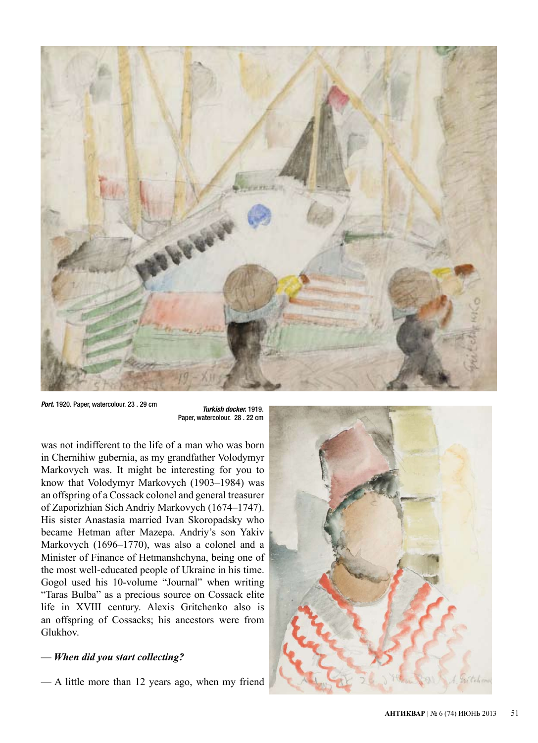***Port.*** 1920. Paper, watercolour. 23 . 29 cm

***Turkish docker.*** 1919. Paper, watercolour. 28 . 22 cm

was not indifferent to the life of a man who was born in Chernihiw gubernia, as my grandfather Volodymyr Markovych was. It might be interesting for you to know that Volodymyr Markovych (1903–1984) was an offspring of a Cossack colonel and general treasurer of Zaporizhian Sich Andriy Markovych (1674–1747). His sister Anastasia married Ivan Skoropadsky who became Hetman after Mazepa. Andriy's son Yakiv Markovych (1696–1770), was also a colonel and a Minister of Finance of Hetmanshchyna, being one of the most well-educated people of Ukraine in his time. Gogol used his 10-volume "Journal" when writing "Taras Bulba" as a precious source on Cossack elite life in XVIII century. Alexis Gritchenko also is an offspring of Cossacks; his ancestors were from Glukhov.

***— When did you start collecting?***

— A little more than 12 years ago, when my friend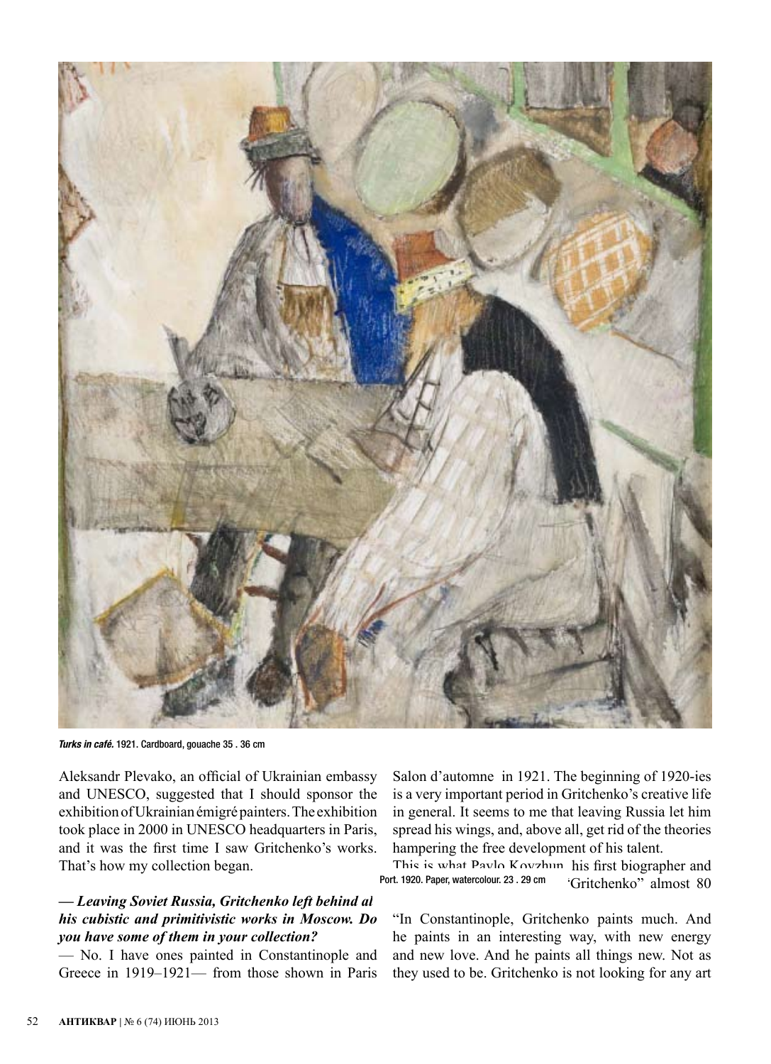*Turks in café.* 1921. Cardboard, gouache 35 . 36 cm

Aleksandr Plevako, an official of Ukrainian embassy and UNESCO, suggested that I should sponsor the exhibition of Ukrainian émigré painters. The exhibition took place in 2000 in UNESCO headquarters in Paris, and it was the first time I saw Gritchenko's works. That's how my collection began.

***— Leaving Soviet Russia, Gritchenko left behind al his cubistic and primitivistic works in Moscow. Do you have some of them in your collection?***

— No. I have ones painted in Constantinople and Greece in 1919–1921— from those shown in Paris Salon d'automne in 1921. The beginning of 1920-ies is a very important period in Gritchenko's creative life in general. It seems to me that leaving Russia let him spread his wings, and, above all, get rid of the theories hampering the free development of his talent.

This is what Pavlo Kovzhun, his first biographer and 'Gritchenko" almost 80

Port. 1920. Paper, watercolour. 23 . 29 cm

"In Constantinople, Gritchenko paints much. And he paints in an interesting way, with new energy and new love. And he paints all things new. Not as they used to be. Gritchenko is not looking for any art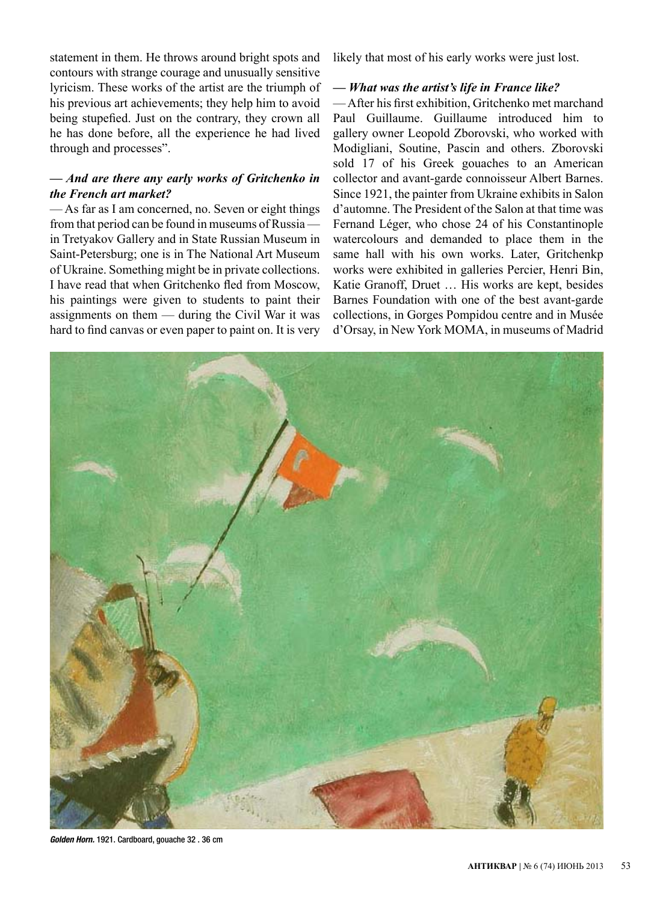statement in them. He throws around bright spots and contours with strange courage and unusually sensitive lyricism. These works of the artist are the triumph of his previous art achievements; they help him to avoid being stupefied. Just on the contrary, they crown all he has done before, all the experience he had lived through and processes".

***— And are there any early works of Gritchenko in the French art market?***

— As far as I am concerned, no. Seven or eight things from that period can be found in museums of Russia — in Tretyakov Gallery and in State Russian Museum in Saint-Petersburg; one is in The National Art Museum of Ukraine. Something might be in private collections. I have read that when Gritchenko fled from Moscow, his paintings were given to students to paint their assignments on them — during the Civil War it was hard to find canvas or even paper to paint on. It is very likely that most of his early works were just lost.

***— What was the artist's life in France like?***

— After his first exhibition, Gritchenko met marchand Paul Guillaume. Guillaume introduced him to gallery owner Leopold Zborovski, who worked with Modigliani, Soutine, Pascin and others. Zborovski sold 17 of his Greek gouaches to an American collector and avant-garde connoisseur Albert Barnes. Since 1921, the painter from Ukraine exhibits in Salon d'automne. The President of the Salon at that time was Fernand Léger, who chose 24 of his Constantinople watercolours and demanded to place them in the same hall with his own works. Later, Gritchenkp works were exhibited in galleries Percier, Henri Bin, Katie Granoff, Druet … His works are kept, besides Barnes Foundation with one of the best avant-garde collections, in Gorges Pompidou centre and in Musée d'Orsay, in New York MOMA, in museums of Madrid

***Golden Horn.*** 1921. Cardboard, gouache 32 . 36 cm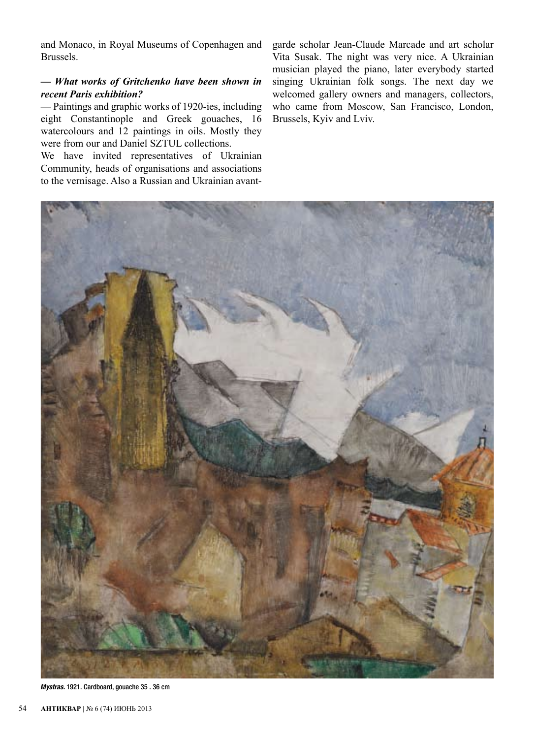and Monaco, in Royal Museums of Copenhagen and Brussels.

***— What works of Gritchenko have been shown in recent Paris exhibition?***

— Paintings and graphic works of 1920-ies, including eight Constantinople and Greek gouaches, 16 watercolours and 12 paintings in oils. Mostly they were from our and Daniel SZTUL collections.

We have invited representatives of Ukrainian Community, heads of organisations and associations to the vernisage. Also a Russian and Ukrainian avant-garde scholar Jean-Claude Marcade and art scholar Vita Susak. The night was very nice. A Ukrainian musician played the piano, later everybody started singing Ukrainian folk songs. The next day we welcomed gallery owners and managers, collectors, who came from Moscow, San Francisco, London, Brussels, Kyiv and Lviv.

***Mystras.*** **1921. Cardboard, gouache 35 . 36 cm**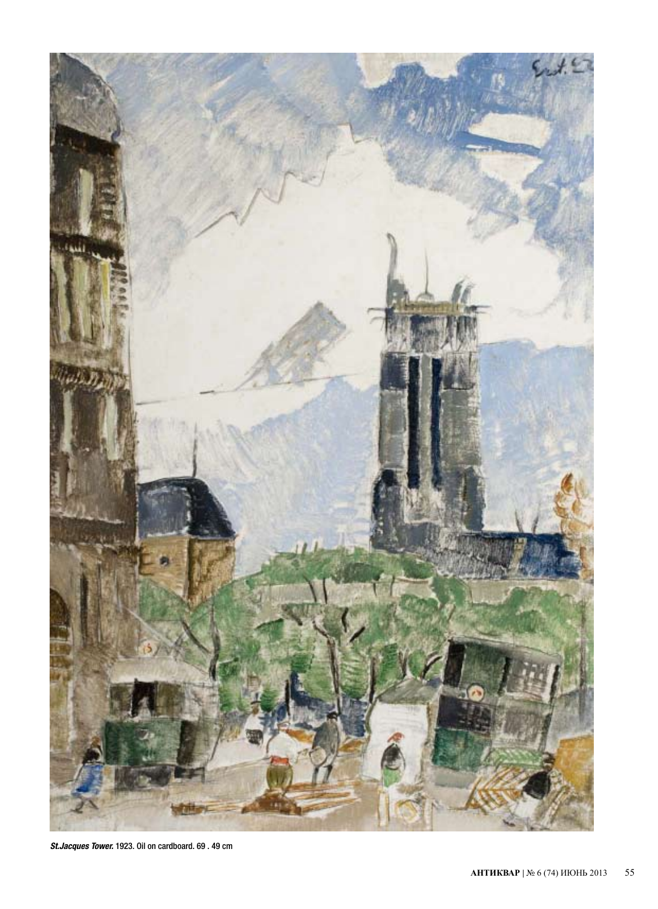***St.Jacques Tower.*** **1923. Oil on cardboard. 69 . 49 cm**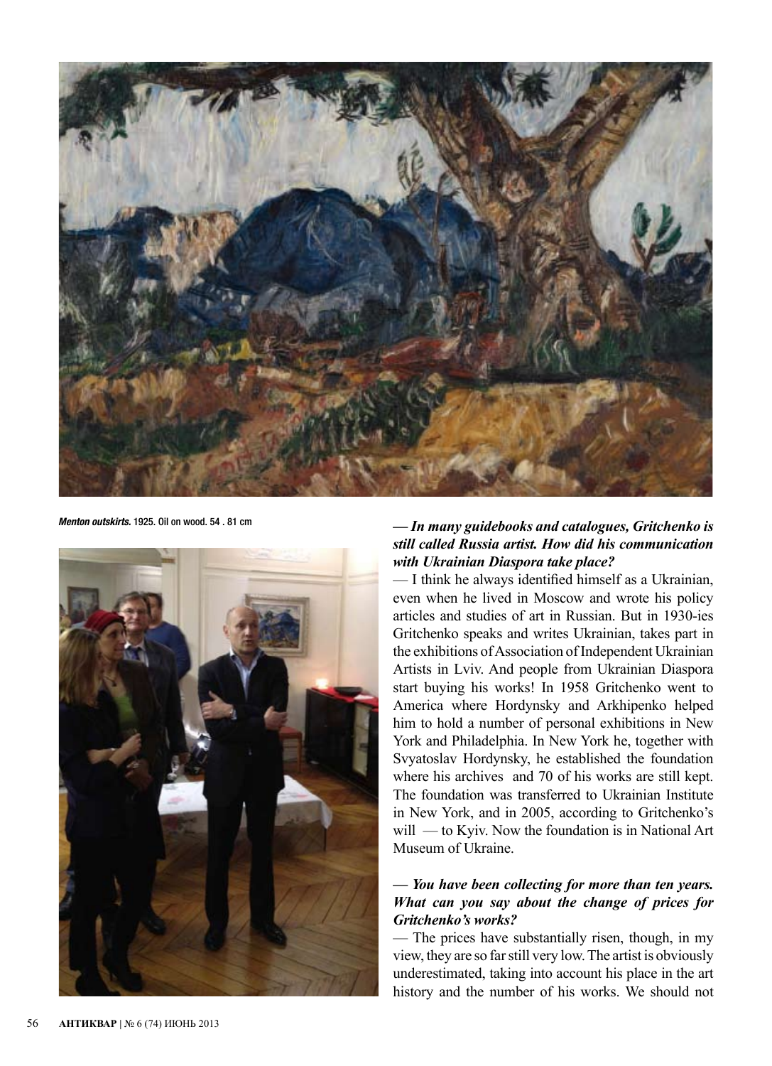*Menton outskirts.* 1925. Oil on wood. 54 . 81 cm

***— In many guidebooks and catalogues, Gritchenko is still called Russia artist. How did his communication with Ukrainian Diaspora take place?***

— I think he always identified himself as a Ukrainian, even when he lived in Moscow and wrote his policy articles and studies of art in Russian. But in 1930-ies Gritchenko speaks and writes Ukrainian, takes part in the exhibitions of Association of Independent Ukrainian Artists in Lviv. And people from Ukrainian Diaspora start buying his works! In 1958 Gritchenko went to America where Hordynsky and Arkhipenko helped him to hold a number of personal exhibitions in New York and Philadelphia. In New York he, together with Svyatoslav Hordynsky, he established the foundation where his archives and 70 of his works are still kept. The foundation was transferred to Ukrainian Institute in New York, and in 2005, according to Gritchenko's will — to Kyiv. Now the foundation is in National Art Museum of Ukraine.

***— You have been collecting for more than ten years. What can you say about the change of prices for Gritchenko's works?***

— The prices have substantially risen, though, in my view, they are so far still very low. The artist is obviously underestimated, taking into account his place in the art history and the number of his works. We should not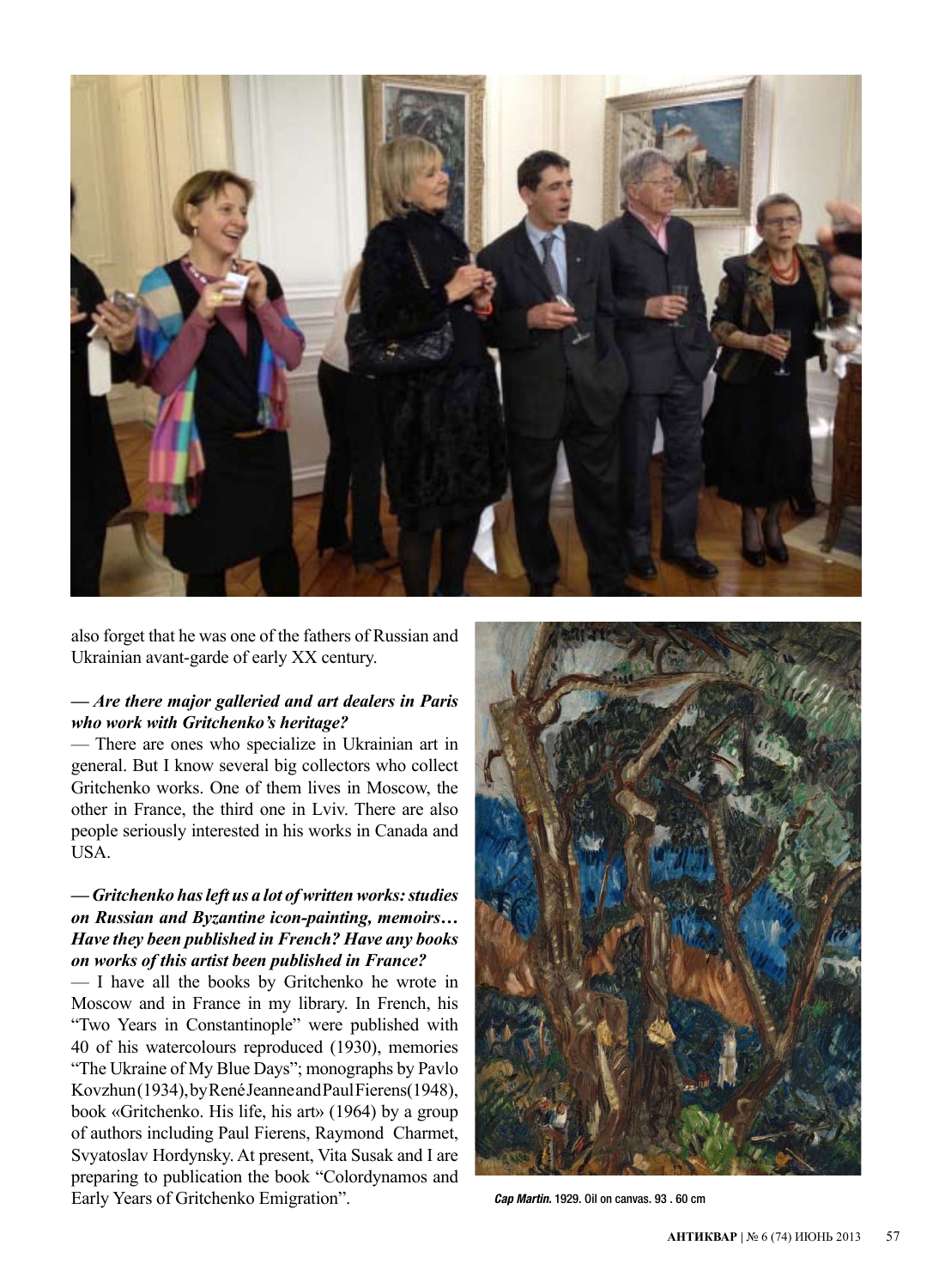also forget that he was one of the fathers of Russian and Ukrainian avant-garde of early XX century.

***— Are there major galleried and art dealers in Paris who work with Gritchenko's heritage?***

— There are ones who specialize in Ukrainian art in general. But I know several big collectors who collect Gritchenko works. One of them lives in Moscow, the other in France, the third one in Lviv. There are also people seriously interested in his works in Canada and USA.

***— Gritchenko has left us a lot of written works: studies on Russian and Byzantine icon-painting, memoirs… Have they been published in French? Have any books on works of this artist been published in France?***

— I have all the books by Gritchenko he wrote in Moscow and in France in my library. In French, his "Two Years in Constantinople" were published with 40 of his watercolours reproduced (1930), memories "The Ukraine of My Blue Days"; monographs by Pavlo Kovzhun (1934), by René Jeanne and Paul Fierens (1948), book «Gritchenko. His life, his art» (1964) by a group of authors including Paul Fierens, Raymond Charmet, Svyatoslav Hordynsky. At present, Vita Susak and I are preparing to publication the book "Colordynamos and Early Years of Gritchenko Emigration".

***Cap Martin.*** 1929. Oil on canvas. 93 . 60 cm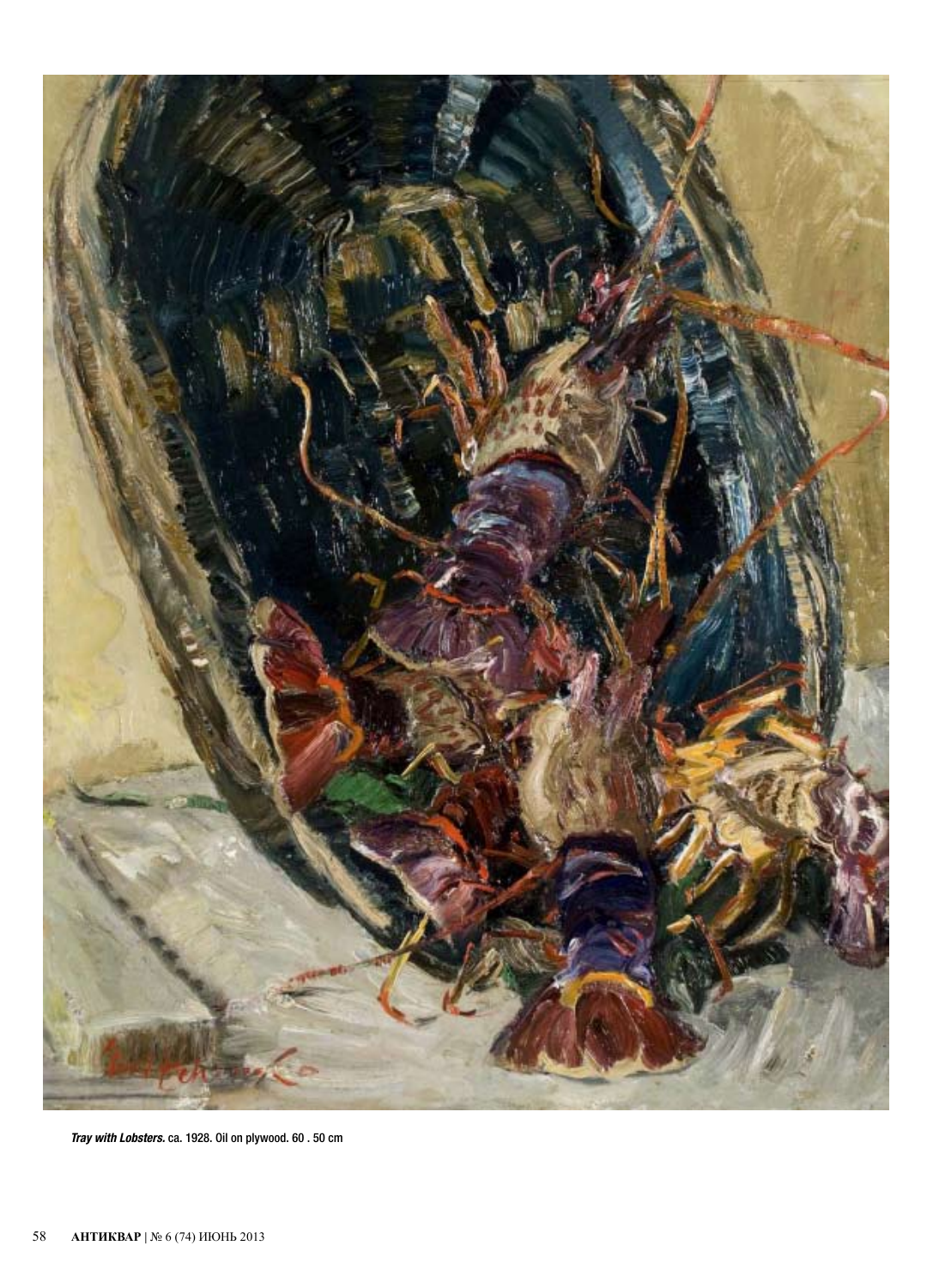***Tray with Lobsters.*** ca. 1928. Oil on plywood. 60 . 50 cm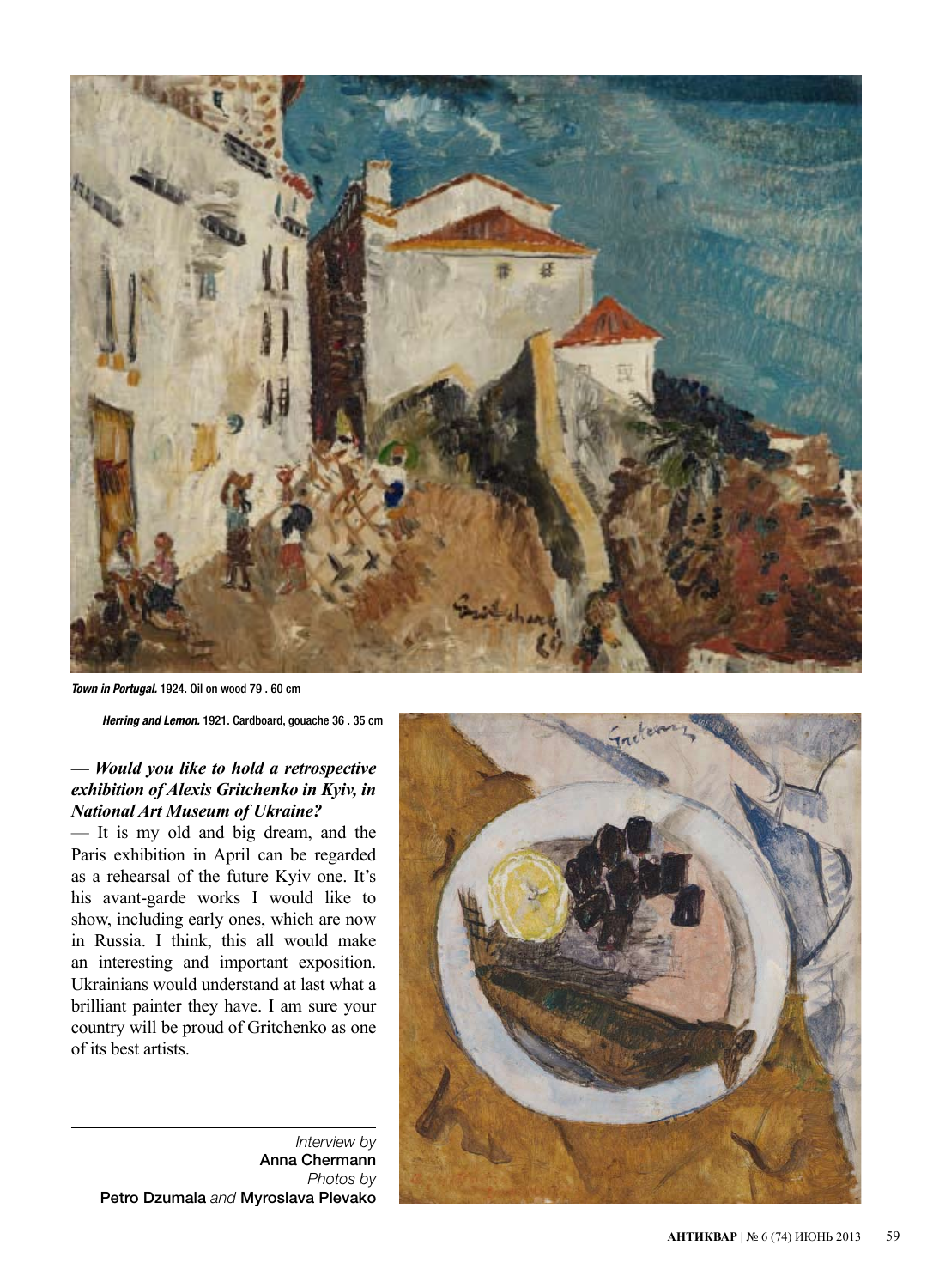*Town in Portugal.* 1924. Oil on wood 79 . 60 cm

*Herring and Lemon.* 1921. Cardboard, gouache 36 . 35 cm

***— Would you like to hold a retrospective exhibition of Alexis Gritchenko in Kyiv, in National Art Museum of Ukraine?***

— It is my old and big dream, and the Paris exhibition in April can be regarded as a rehearsal of the future Kyiv one. It's his avant-garde works I would like to show, including early ones, which are now in Russia. I think, this all would make an interesting and important exposition. Ukrainians would understand at last what a brilliant painter they have. I am sure your country will be proud of Gritchenko as one of its best artists.

*Interview by*
**Anna Chermann**
*Photos by*
**Petro Dzumala** *and* **Myroslava Plevako**